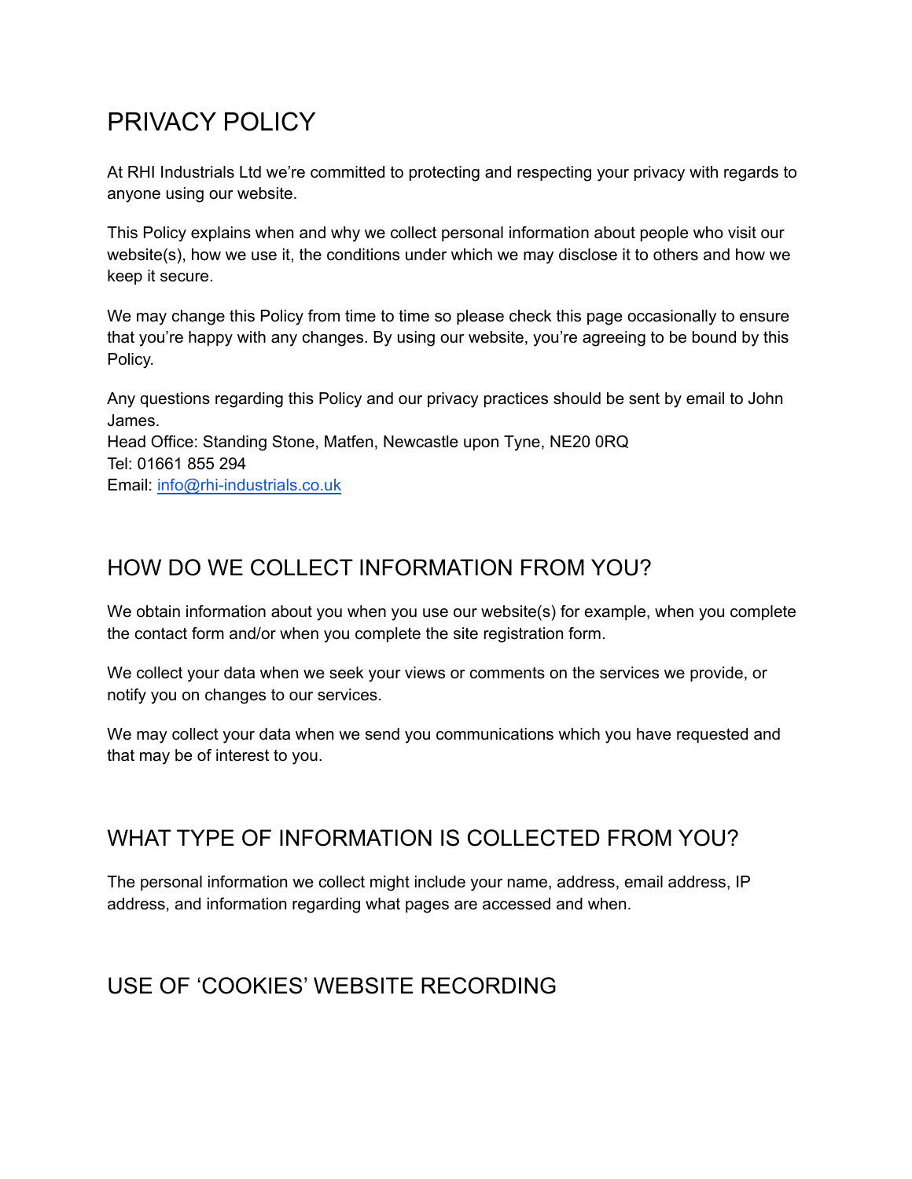# PRIVACY POLICY

At RHI Industrials Ltd we're committed to protecting and respecting your privacy with regards to anyone using our website.

This Policy explains when and why we collect personal information about people who visit our website(s), how we use it, the conditions under which we may disclose it to others and how we keep it secure.

We may change this Policy from time to time so please check this page occasionally to ensure that you're happy with any changes. By using our website, you're agreeing to be bound by this Policy.

Any questions regarding this Policy and our privacy practices should be sent by email to John James.
Head Office: Standing Stone, Matfen, Newcastle upon Tyne, NE20 0RQ
Tel: 01661 855 294
Email: [info@rhi-industrials.co.uk](mailto:info@rhi-industrials.co.uk)

## HOW DO WE COLLECT INFORMATION FROM YOU?

We obtain information about you when you use our website(s) for example, when you complete the contact form and/or when you complete the site registration form.

We collect your data when we seek your views or comments on the services we provide, or notify you on changes to our services.

We may collect your data when we send you communications which you have requested and that may be of interest to you.

## WHAT TYPE OF INFORMATION IS COLLECTED FROM YOU?

The personal information we collect might include your name, address, email address, IP address, and information regarding what pages are accessed and when.

## USE OF 'COOKIES' WEBSITE RECORDING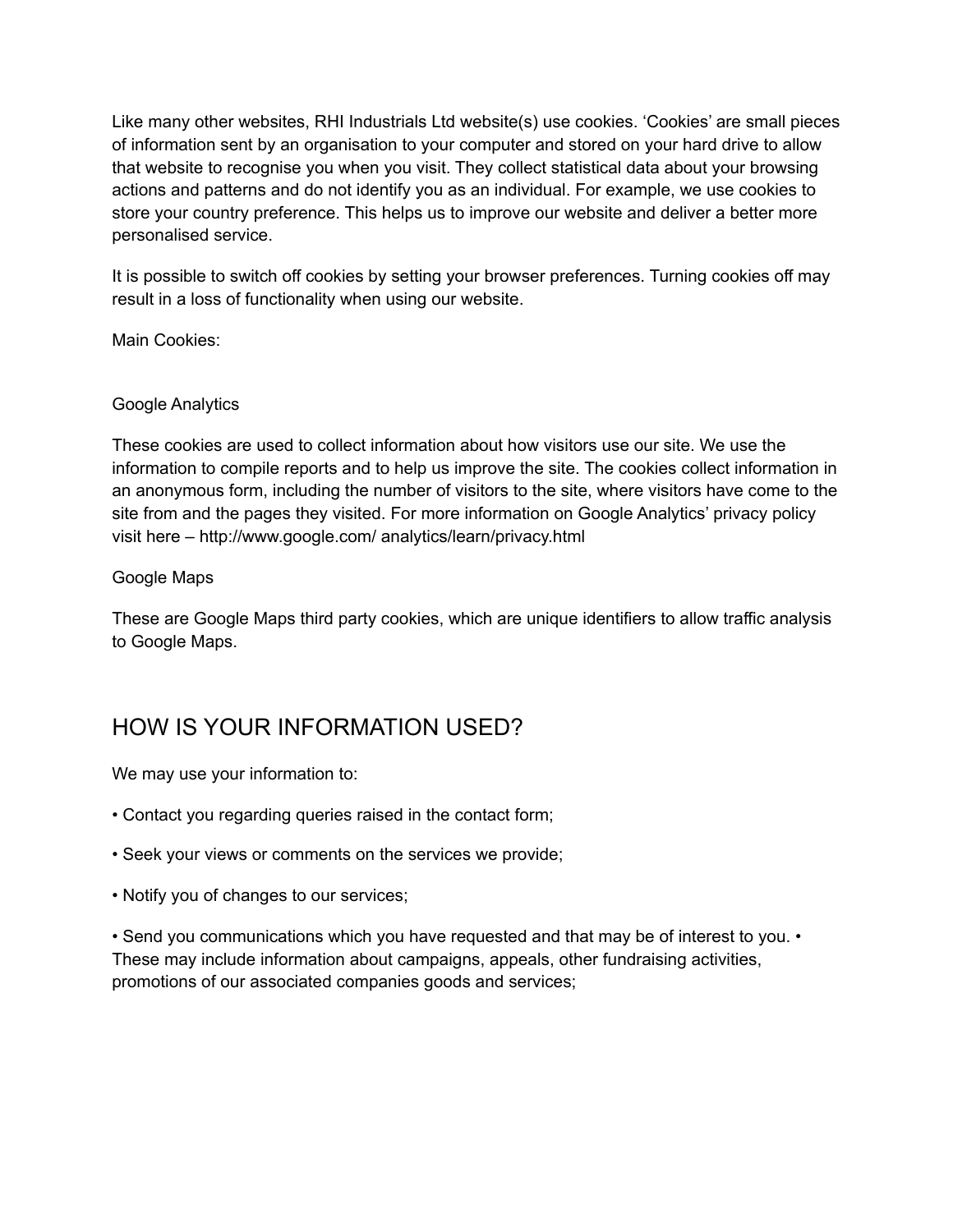Like many other websites, RHI Industrials Ltd website(s) use cookies. 'Cookies' are small pieces of information sent by an organisation to your computer and stored on your hard drive to allow that website to recognise you when you visit. They collect statistical data about your browsing actions and patterns and do not identify you as an individual. For example, we use cookies to store your country preference. This helps us to improve our website and deliver a better more personalised service.

It is possible to switch off cookies by setting your browser preferences. Turning cookies off may result in a loss of functionality when using our website.

Main Cookies:

Google Analytics

These cookies are used to collect information about how visitors use our site. We use the information to compile reports and to help us improve the site. The cookies collect information in an anonymous form, including the number of visitors to the site, where visitors have come to the site from and the pages they visited. For more information on Google Analytics' privacy policy visit here – http://www.google.com/ analytics/learn/privacy.html

Google Maps

These are Google Maps third party cookies, which are unique identifiers to allow traffic analysis to Google Maps.

## HOW IS YOUR INFORMATION USED?

We may use your information to:

• Contact you regarding queries raised in the contact form;

• Seek your views or comments on the services we provide;

• Notify you of changes to our services;

• Send you communications which you have requested and that may be of interest to you. • These may include information about campaigns, appeals, other fundraising activities, promotions of our associated companies goods and services;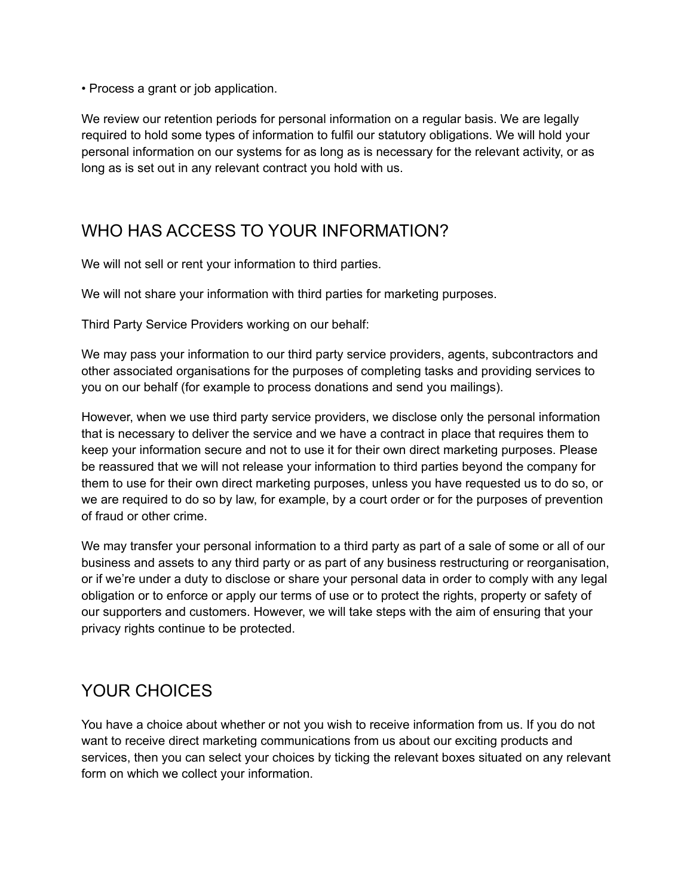- Process a grant or job application.

We review our retention periods for personal information on a regular basis. We are legally required to hold some types of information to fulfil our statutory obligations. We will hold your personal information on our systems for as long as is necessary for the relevant activity, or as long as is set out in any relevant contract you hold with us.

## WHO HAS ACCESS TO YOUR INFORMATION?

We will not sell or rent your information to third parties.

We will not share your information with third parties for marketing purposes.

Third Party Service Providers working on our behalf:

We may pass your information to our third party service providers, agents, subcontractors and other associated organisations for the purposes of completing tasks and providing services to you on our behalf (for example to process donations and send you mailings).

However, when we use third party service providers, we disclose only the personal information that is necessary to deliver the service and we have a contract in place that requires them to keep your information secure and not to use it for their own direct marketing purposes. Please be reassured that we will not release your information to third parties beyond the company for them to use for their own direct marketing purposes, unless you have requested us to do so, or we are required to do so by law, for example, by a court order or for the purposes of prevention of fraud or other crime.

We may transfer your personal information to a third party as part of a sale of some or all of our business and assets to any third party or as part of any business restructuring or reorganisation, or if we're under a duty to disclose or share your personal data in order to comply with any legal obligation or to enforce or apply our terms of use or to protect the rights, property or safety of our supporters and customers. However, we will take steps with the aim of ensuring that your privacy rights continue to be protected.

## YOUR CHOICES

You have a choice about whether or not you wish to receive information from us. If you do not want to receive direct marketing communications from us about our exciting products and services, then you can select your choices by ticking the relevant boxes situated on any relevant form on which we collect your information.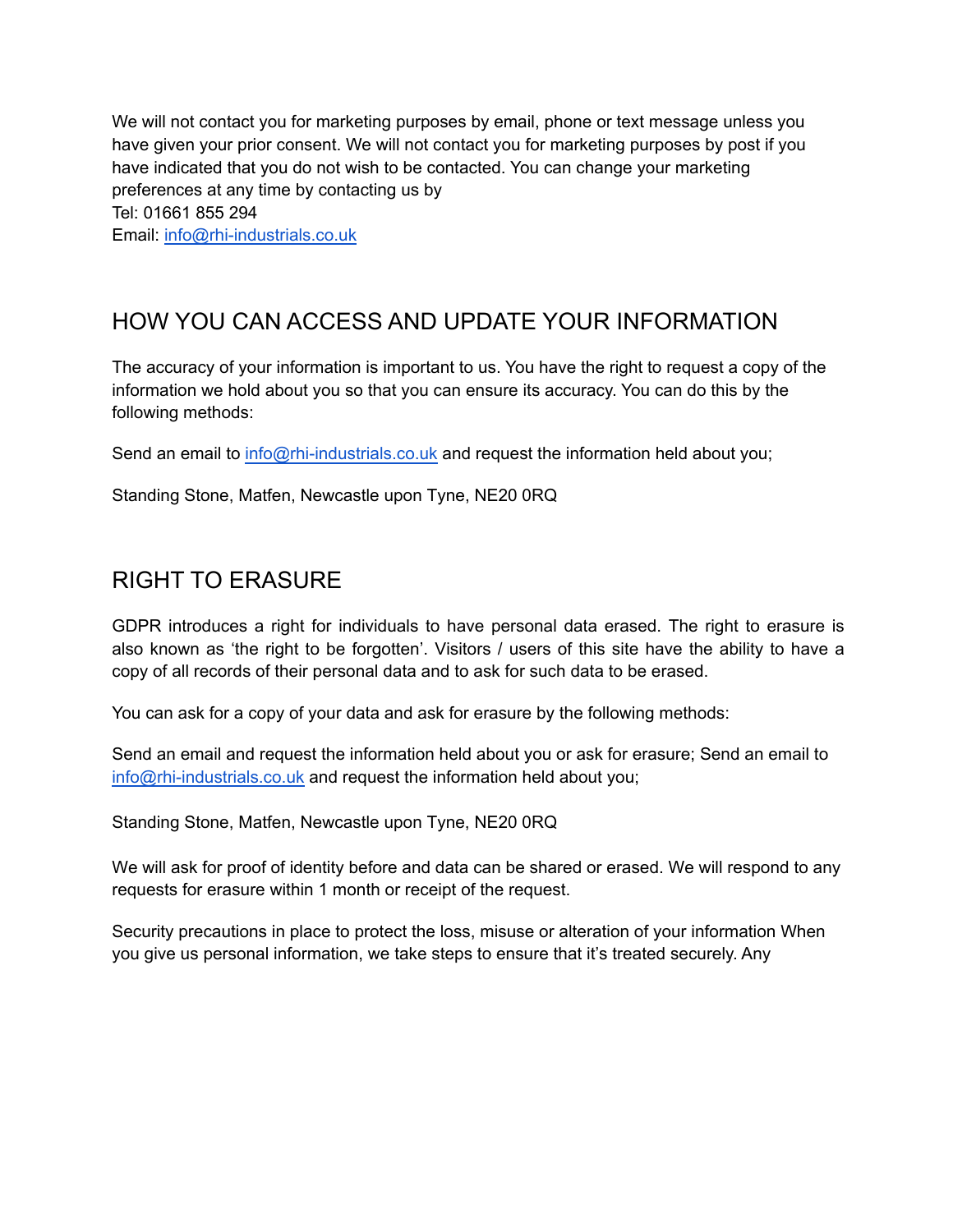We will not contact you for marketing purposes by email, phone or text message unless you have given your prior consent. We will not contact you for marketing purposes by post if you have indicated that you do not wish to be contacted. You can change your marketing preferences at any time by contacting us by
Tel: 01661 855 294
Email: info@rhi-industrials.co.uk

## HOW YOU CAN ACCESS AND UPDATE YOUR INFORMATION

The accuracy of your information is important to us. You have the right to request a copy of the information we hold about you so that you can ensure its accuracy. You can do this by the following methods:

Send an email to info@rhi-industrials.co.uk and request the information held about you;

Standing Stone, Matfen, Newcastle upon Tyne, NE20 0RQ

## RIGHT TO ERASURE

GDPR introduces a right for individuals to have personal data erased. The right to erasure is also known as 'the right to be forgotten'. Visitors / users of this site have the ability to have a copy of all records of their personal data and to ask for such data to be erased.

You can ask for a copy of your data and ask for erasure by the following methods:

Send an email and request the information held about you or ask for erasure; Send an email to info@rhi-industrials.co.uk and request the information held about you;

Standing Stone, Matfen, Newcastle upon Tyne, NE20 0RQ

We will ask for proof of identity before and data can be shared or erased. We will respond to any requests for erasure within 1 month or receipt of the request.

Security precautions in place to protect the loss, misuse or alteration of your information When you give us personal information, we take steps to ensure that it's treated securely. Any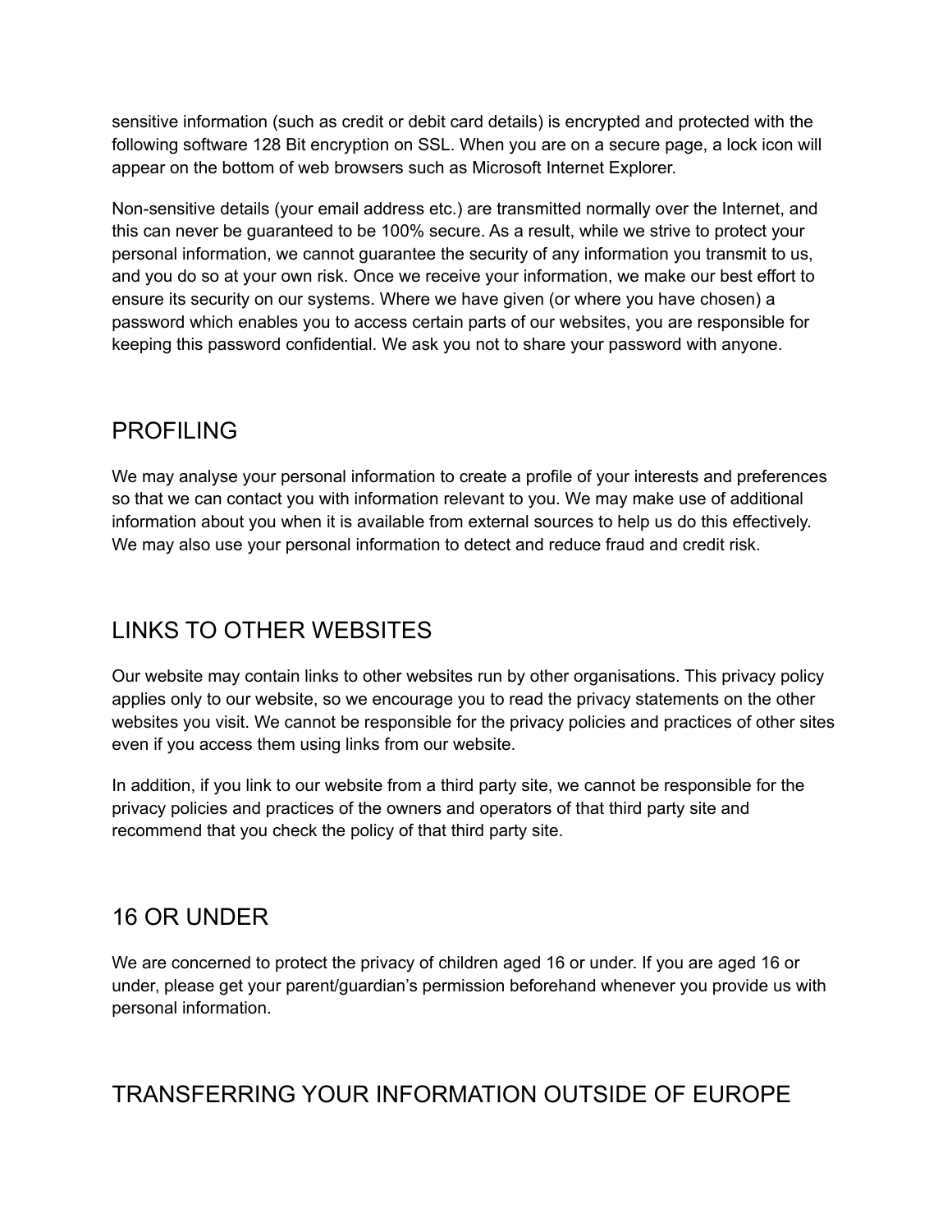sensitive information (such as credit or debit card details) is encrypted and protected with the following software 128 Bit encryption on SSL. When you are on a secure page, a lock icon will appear on the bottom of web browsers such as Microsoft Internet Explorer.

Non-sensitive details (your email address etc.) are transmitted normally over the Internet, and this can never be guaranteed to be 100% secure. As a result, while we strive to protect your personal information, we cannot guarantee the security of any information you transmit to us, and you do so at your own risk. Once we receive your information, we make our best effort to ensure its security on our systems. Where we have given (or where you have chosen) a password which enables you to access certain parts of our websites, you are responsible for keeping this password confidential. We ask you not to share your password with anyone.

## PROFILING

We may analyse your personal information to create a profile of your interests and preferences so that we can contact you with information relevant to you. We may make use of additional information about you when it is available from external sources to help us do this effectively. We may also use your personal information to detect and reduce fraud and credit risk.

## LINKS TO OTHER WEBSITES

Our website may contain links to other websites run by other organisations. This privacy policy applies only to our website, so we encourage you to read the privacy statements on the other websites you visit. We cannot be responsible for the privacy policies and practices of other sites even if you access them using links from our website.

In addition, if you link to our website from a third party site, we cannot be responsible for the privacy policies and practices of the owners and operators of that third party site and recommend that you check the policy of that third party site.

## 16 OR UNDER

We are concerned to protect the privacy of children aged 16 or under. If you are aged 16 or under, please get your parent/guardian's permission beforehand whenever you provide us with personal information.

## TRANSFERRING YOUR INFORMATION OUTSIDE OF EUROPE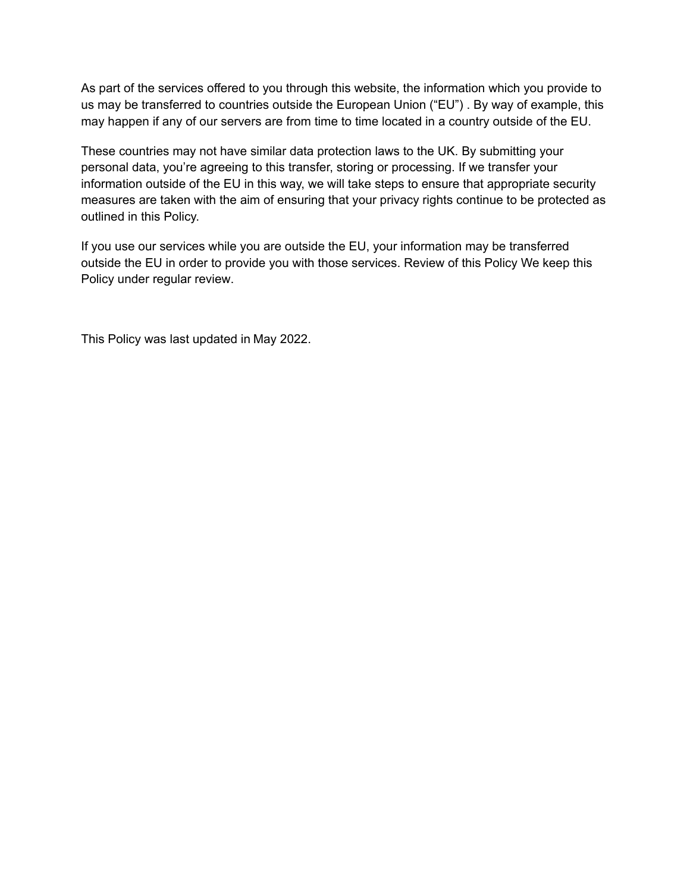As part of the services offered to you through this website, the information which you provide to us may be transferred to countries outside the European Union ("EU") . By way of example, this may happen if any of our servers are from time to time located in a country outside of the EU.

These countries may not have similar data protection laws to the UK. By submitting your personal data, you're agreeing to this transfer, storing or processing. If we transfer your information outside of the EU in this way, we will take steps to ensure that appropriate security measures are taken with the aim of ensuring that your privacy rights continue to be protected as outlined in this Policy.

If you use our services while you are outside the EU, your information may be transferred outside the EU in order to provide you with those services. Review of this Policy We keep this Policy under regular review.

This Policy was last updated in May 2022.